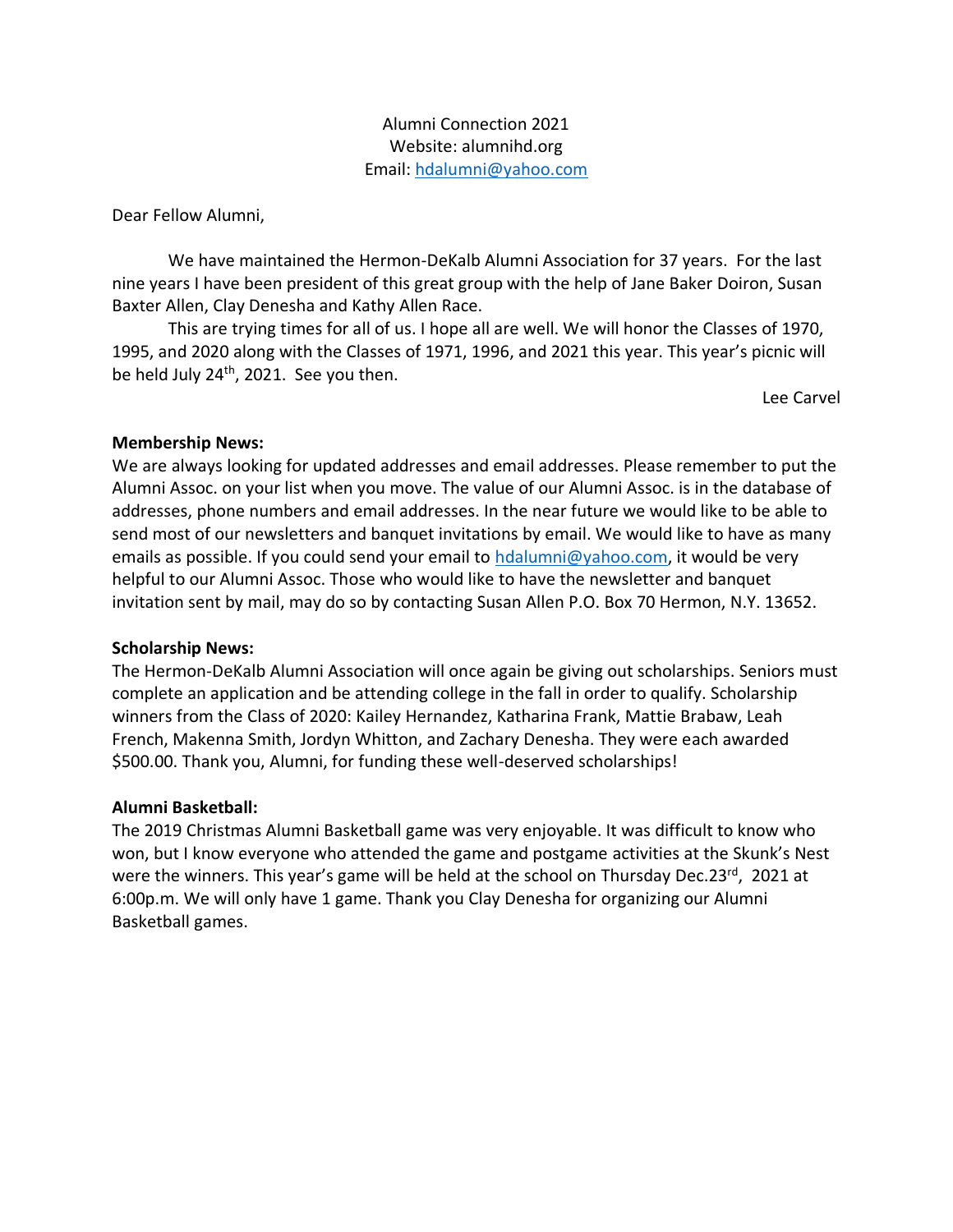Alumni Connection 2021
Website: alumnihd.org
Email: hdalumni@yahoo.com

Dear Fellow Alumni,

We have maintained the Hermon-DeKalb Alumni Association for 37 years. For the last nine years I have been president of this great group with the help of Jane Baker Doiron, Susan Baxter Allen, Clay Denesha and Kathy Allen Race.

This are trying times for all of us. I hope all are well. We will honor the Classes of 1970, 1995, and 2020 along with the Classes of 1971, 1996, and 2021 this year. This year's picnic will be held July 24th, 2021. See you then.

Lee Carvel

**Membership News:**
We are always looking for updated addresses and email addresses. Please remember to put the Alumni Assoc. on your list when you move. The value of our Alumni Assoc. is in the database of addresses, phone numbers and email addresses. In the near future we would like to be able to send most of our newsletters and banquet invitations by email. We would like to have as many emails as possible. If you could send your email to hdalumni@yahoo.com, it would be very helpful to our Alumni Assoc. Those who would like to have the newsletter and banquet invitation sent by mail, may do so by contacting Susan Allen P.O. Box 70 Hermon, N.Y. 13652.

**Scholarship News:**
The Hermon-DeKalb Alumni Association will once again be giving out scholarships. Seniors must complete an application and be attending college in the fall in order to qualify. Scholarship winners from the Class of 2020: Kailey Hernandez, Katharina Frank, Mattie Brabaw, Leah French, Makenna Smith, Jordyn Whitton, and Zachary Denesha. They were each awarded $500.00. Thank you, Alumni, for funding these well-deserved scholarships!

**Alumni Basketball:**
The 2019 Christmas Alumni Basketball game was very enjoyable. It was difficult to know who won, but I know everyone who attended the game and postgame activities at the Skunk's Nest were the winners. This year's game will be held at the school on Thursday Dec.23rd, 2021 at 6:00p.m. We will only have 1 game. Thank you Clay Denesha for organizing our Alumni Basketball games.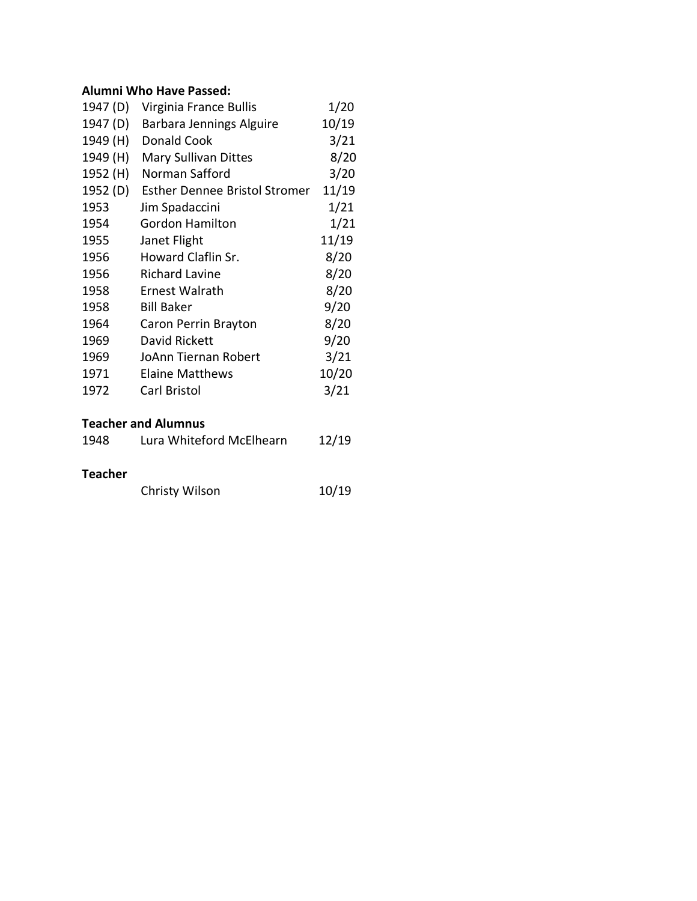**Alumni Who Have Passed:**

| | | |
|---|---|---|
| 1947 (D) | Virginia France Bullis | 1/20 |
| 1947 (D) | Barbara Jennings Alguire | 10/19 |
| 1949 (H) | Donald Cook | 3/21 |
| 1949 (H) | Mary Sullivan Dittes | 8/20 |
| 1952 (H) | Norman Safford | 3/20 |
| 1952 (D) | Esther Dennee Bristol Stromer | 11/19 |
| 1953 | Jim Spadaccini | 1/21 |
| 1954 | Gordon Hamilton | 1/21 |
| 1955 | Janet Flight | 11/19 |
| 1956 | Howard Claflin Sr. | 8/20 |
| 1956 | Richard Lavine | 8/20 |
| 1958 | Ernest Walrath | 8/20 |
| 1958 | Bill Baker | 9/20 |
| 1964 | Caron Perrin Brayton | 8/20 |
| 1969 | David Rickett | 9/20 |
| 1969 | JoAnn Tiernan Robert | 3/21 |
| 1971 | Elaine Matthews | 10/20 |
| 1972 | Carl Bristol | 3/21 |

**Teacher and Alumnus**

| | | |
|---|---|---|
| 1948 | Lura Whiteford McElhearn | 12/19 |

**Teacher**

| | | |
|---|---|---|
| | Christy Wilson | 10/19 |